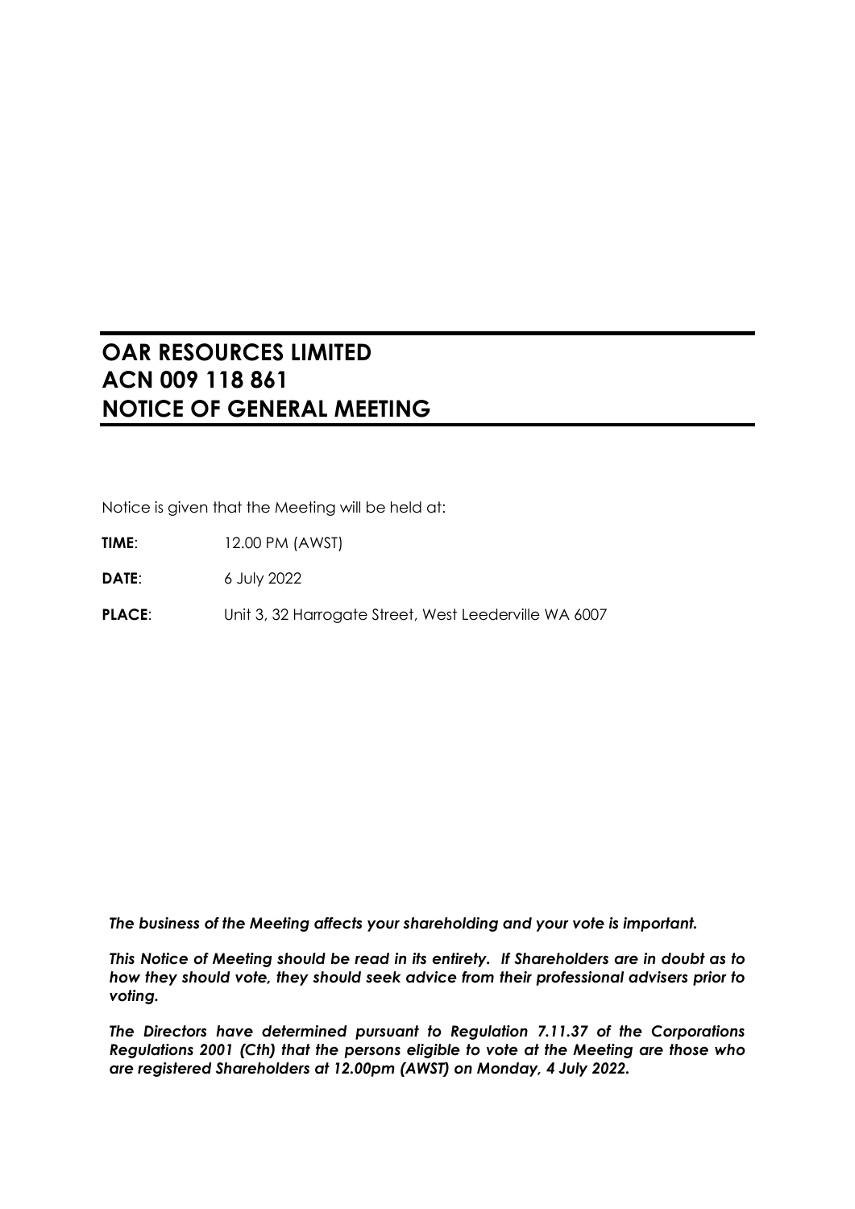# OAR RESOURCES LIMITED
# ACN 009 118 861
# NOTICE OF GENERAL MEETING

Notice is given that the Meeting will be held at:

**TIME**: 12.00 PM (AWST)

**DATE**: 6 July 2022

**PLACE**: Unit 3, 32 Harrogate Street, West Leederville WA 6007

***The business of the Meeting affects your shareholding and your vote is important.***

***This Notice of Meeting should be read in its entirety. If Shareholders are in doubt as to how they should vote, they should seek advice from their professional advisers prior to voting.***

***The Directors have determined pursuant to Regulation 7.11.37 of the Corporations Regulations 2001 (Cth) that the persons eligible to vote at the Meeting are those who are registered Shareholders at 12.00pm (AWST) on Monday, 4 July 2022.***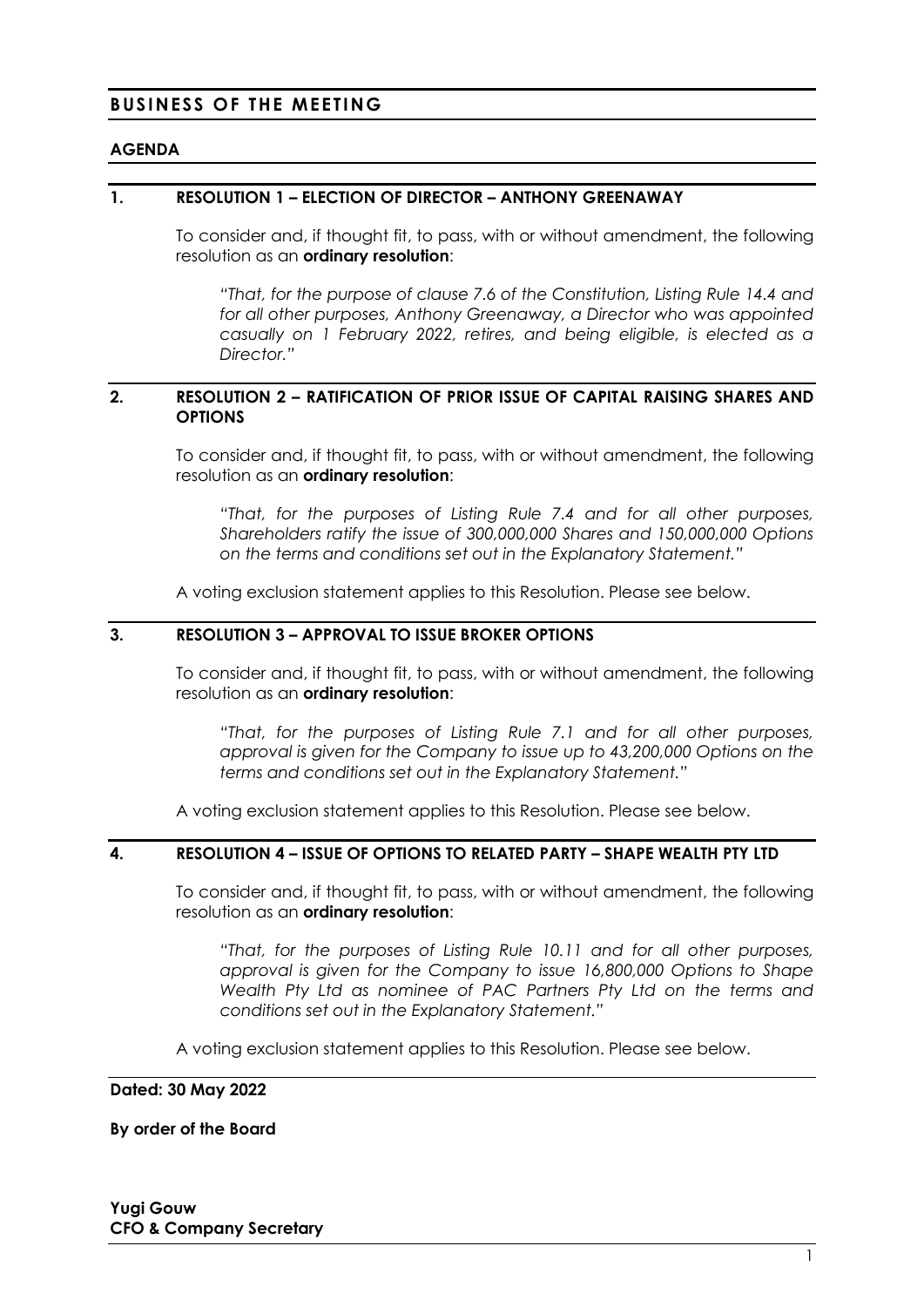## BUSINESS OF THE MEETING

### AGENDA

### 1. RESOLUTION 1 – ELECTION OF DIRECTOR – ANTHONY GREENAWAY

To consider and, if thought fit, to pass, with or without amendment, the following resolution as an **ordinary resolution**:

> *"That, for the purpose of clause 7.6 of the Constitution, Listing Rule 14.4 and for all other purposes, Anthony Greenaway, a Director who was appointed casually on 1 February 2022, retires, and being eligible, is elected as a Director."*

### 2. RESOLUTION 2 – RATIFICATION OF PRIOR ISSUE OF CAPITAL RAISING SHARES AND OPTIONS

To consider and, if thought fit, to pass, with or without amendment, the following resolution as an **ordinary resolution**:

> *"That, for the purposes of Listing Rule 7.4 and for all other purposes, Shareholders ratify the issue of 300,000,000 Shares and 150,000,000 Options on the terms and conditions set out in the Explanatory Statement."*

A voting exclusion statement applies to this Resolution. Please see below.

### 3. RESOLUTION 3 – APPROVAL TO ISSUE BROKER OPTIONS

To consider and, if thought fit, to pass, with or without amendment, the following resolution as an **ordinary resolution**:

> *"That, for the purposes of Listing Rule 7.1 and for all other purposes, approval is given for the Company to issue up to 43,200,000 Options on the terms and conditions set out in the Explanatory Statement."*

A voting exclusion statement applies to this Resolution. Please see below.

### 4. RESOLUTION 4 – ISSUE OF OPTIONS TO RELATED PARTY – SHAPE WEALTH PTY LTD

To consider and, if thought fit, to pass, with or without amendment, the following resolution as an **ordinary resolution**:

> *"That, for the purposes of Listing Rule 10.11 and for all other purposes, approval is given for the Company to issue 16,800,000 Options to Shape Wealth Pty Ltd as nominee of PAC Partners Pty Ltd on the terms and conditions set out in the Explanatory Statement."*

A voting exclusion statement applies to this Resolution. Please see below.

**Dated: 30 May 2022**

**By order of the Board**

**Yugi Gouw**
**CFO & Company Secretary**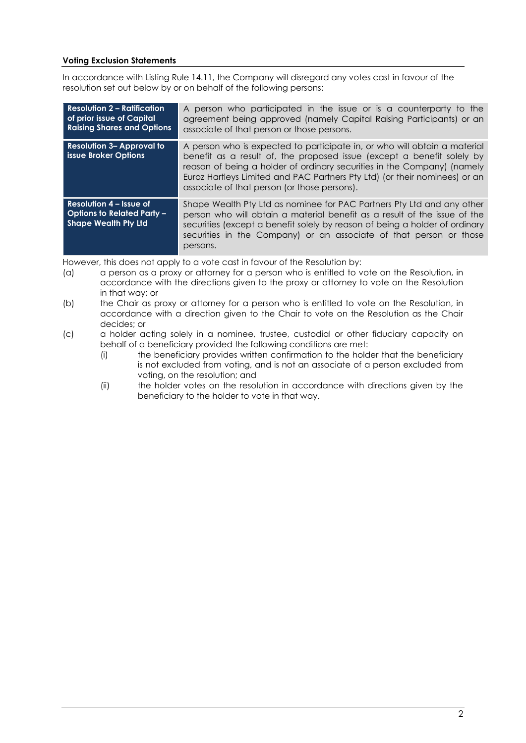**Voting Exclusion Statements**

In accordance with Listing Rule 14.11, the Company will disregard any votes cast in favour of the resolution set out below by or on behalf of the following persons:

| Resolution | Excluded persons |
|---|---|
| **Resolution 2 – Ratification of prior issue of Capital Raising Shares and Options** | A person who participated in the issue or is a counterparty to the agreement being approved (namely Capital Raising Participants) or an associate of that person or those persons. |
| **Resolution 3– Approval to issue Broker Options** | A person who is expected to participate in, or who will obtain a material benefit as a result of, the proposed issue (except a benefit solely by reason of being a holder of ordinary securities in the Company) (namely Euroz Hartleys Limited and PAC Partners Pty Ltd) (or their nominees) or an associate of that person (or those persons). |
| **Resolution 4 – Issue of Options to Related Party – Shape Wealth Pty Ltd** | Shape Wealth Pty Ltd as nominee for PAC Partners Pty Ltd and any other person who will obtain a material benefit as a result of the issue of the securities (except a benefit solely by reason of being a holder of ordinary securities in the Company) or an associate of that person or those persons. |

However, this does not apply to a vote cast in favour of the Resolution by:

(a) a person as a proxy or attorney for a person who is entitled to vote on the Resolution, in accordance with the directions given to the proxy or attorney to vote on the Resolution in that way; or

(b) the Chair as proxy or attorney for a person who is entitled to vote on the Resolution, in accordance with a direction given to the Chair to vote on the Resolution as the Chair decides; or

(c) a holder acting solely in a nominee, trustee, custodial or other fiduciary capacity on behalf of a beneficiary provided the following conditions are met:

  (i) the beneficiary provides written confirmation to the holder that the beneficiary is not excluded from voting, and is not an associate of a person excluded from voting, on the resolution; and

  (ii) the holder votes on the resolution in accordance with directions given by the beneficiary to the holder to vote in that way.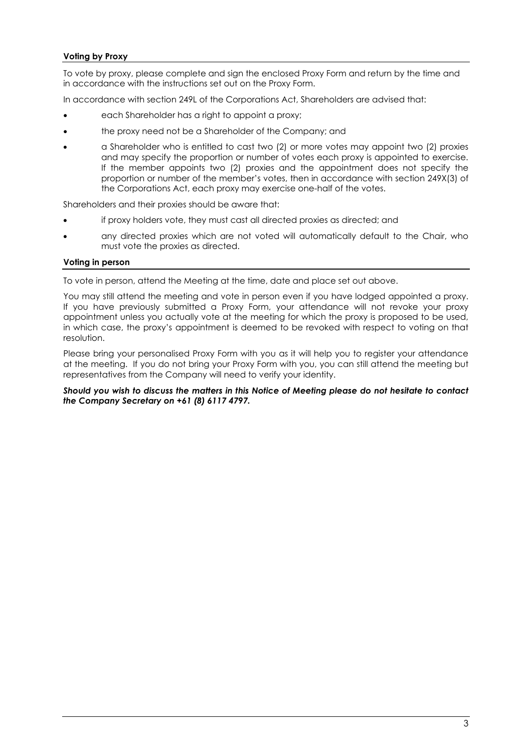**Voting by Proxy**

To vote by proxy, please complete and sign the enclosed Proxy Form and return by the time and in accordance with the instructions set out on the Proxy Form.

In accordance with section 249L of the Corporations Act, Shareholders are advised that:

- each Shareholder has a right to appoint a proxy;
- the proxy need not be a Shareholder of the Company; and
- a Shareholder who is entitled to cast two (2) or more votes may appoint two (2) proxies and may specify the proportion or number of votes each proxy is appointed to exercise. If the member appoints two (2) proxies and the appointment does not specify the proportion or number of the member's votes, then in accordance with section 249X(3) of the Corporations Act, each proxy may exercise one-half of the votes.

Shareholders and their proxies should be aware that:

- if proxy holders vote, they must cast all directed proxies as directed; and
- any directed proxies which are not voted will automatically default to the Chair, who must vote the proxies as directed.

**Voting in person**

To vote in person, attend the Meeting at the time, date and place set out above.

You may still attend the meeting and vote in person even if you have lodged appointed a proxy. If you have previously submitted a Proxy Form, your attendance will not revoke your proxy appointment unless you actually vote at the meeting for which the proxy is proposed to be used, in which case, the proxy's appointment is deemed to be revoked with respect to voting on that resolution.

Please bring your personalised Proxy Form with you as it will help you to register your attendance at the meeting. If you do not bring your Proxy Form with you, you can still attend the meeting but representatives from the Company will need to verify your identity.

***Should you wish to discuss the matters in this Notice of Meeting please do not hesitate to contact the Company Secretary on +61 (8) 6117 4797.***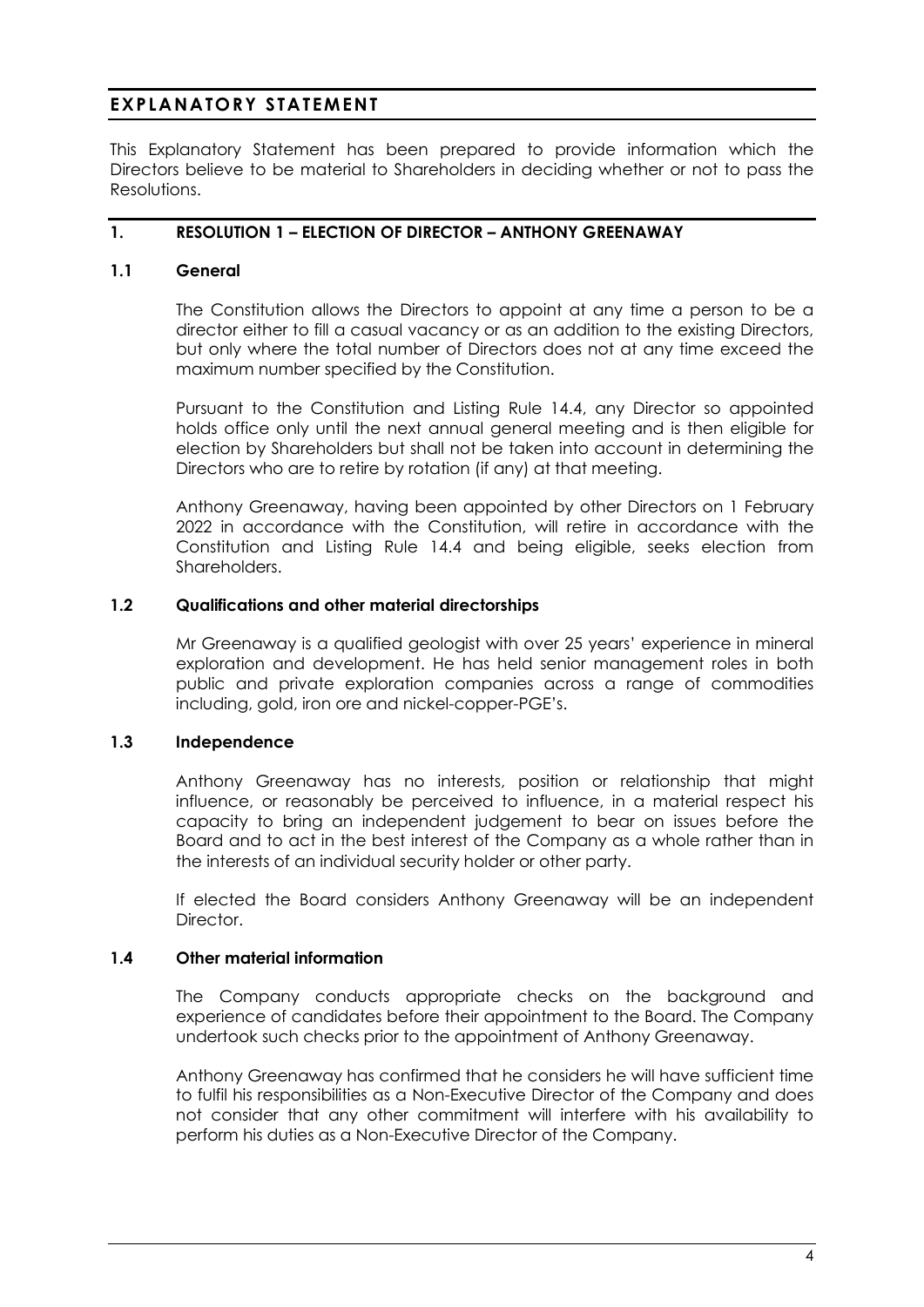# EXPLANATORY STATEMENT

This Explanatory Statement has been prepared to provide information which the Directors believe to be material to Shareholders in deciding whether or not to pass the Resolutions.

## 1. RESOLUTION 1 – ELECTION OF DIRECTOR – ANTHONY GREENAWAY

### 1.1 General

The Constitution allows the Directors to appoint at any time a person to be a director either to fill a casual vacancy or as an addition to the existing Directors, but only where the total number of Directors does not at any time exceed the maximum number specified by the Constitution.

Pursuant to the Constitution and Listing Rule 14.4, any Director so appointed holds office only until the next annual general meeting and is then eligible for election by Shareholders but shall not be taken into account in determining the Directors who are to retire by rotation (if any) at that meeting.

Anthony Greenaway, having been appointed by other Directors on 1 February 2022 in accordance with the Constitution, will retire in accordance with the Constitution and Listing Rule 14.4 and being eligible, seeks election from Shareholders.

### 1.2 Qualifications and other material directorships

Mr Greenaway is a qualified geologist with over 25 years' experience in mineral exploration and development. He has held senior management roles in both public and private exploration companies across a range of commodities including, gold, iron ore and nickel-copper-PGE's.

### 1.3 Independence

Anthony Greenaway has no interests, position or relationship that might influence, or reasonably be perceived to influence, in a material respect his capacity to bring an independent judgement to bear on issues before the Board and to act in the best interest of the Company as a whole rather than in the interests of an individual security holder or other party.

If elected the Board considers Anthony Greenaway will be an independent Director.

### 1.4 Other material information

The Company conducts appropriate checks on the background and experience of candidates before their appointment to the Board. The Company undertook such checks prior to the appointment of Anthony Greenaway.

Anthony Greenaway has confirmed that he considers he will have sufficient time to fulfil his responsibilities as a Non-Executive Director of the Company and does not consider that any other commitment will interfere with his availability to perform his duties as a Non-Executive Director of the Company.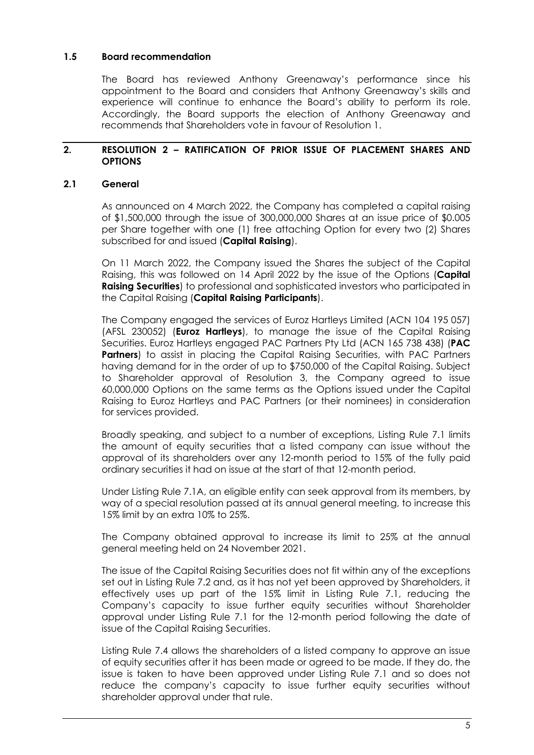### 1.5 Board recommendation

The Board has reviewed Anthony Greenaway's performance since his appointment to the Board and considers that Anthony Greenaway's skills and experience will continue to enhance the Board's ability to perform its role. Accordingly, the Board supports the election of Anthony Greenaway and recommends that Shareholders vote in favour of Resolution 1.

## 2. RESOLUTION 2 – RATIFICATION OF PRIOR ISSUE OF PLACEMENT SHARES AND OPTIONS

### 2.1 General

As announced on 4 March 2022, the Company has completed a capital raising of $1,500,000 through the issue of 300,000,000 Shares at an issue price of $0.005 per Share together with one (1) free attaching Option for every two (2) Shares subscribed for and issued (**Capital Raising**).

On 11 March 2022, the Company issued the Shares the subject of the Capital Raising, this was followed on 14 April 2022 by the issue of the Options (**Capital Raising Securities**) to professional and sophisticated investors who participated in the Capital Raising (**Capital Raising Participants**).

The Company engaged the services of Euroz Hartleys Limited (ACN 104 195 057) (AFSL 230052) (**Euroz Hartleys**), to manage the issue of the Capital Raising Securities. Euroz Hartleys engaged PAC Partners Pty Ltd (ACN 165 738 438) (**PAC Partners**) to assist in placing the Capital Raising Securities, with PAC Partners having demand for in the order of up to $750,000 of the Capital Raising. Subject to Shareholder approval of Resolution 3, the Company agreed to issue 60,000,000 Options on the same terms as the Options issued under the Capital Raising to Euroz Hartleys and PAC Partners (or their nominees) in consideration for services provided.

Broadly speaking, and subject to a number of exceptions, Listing Rule 7.1 limits the amount of equity securities that a listed company can issue without the approval of its shareholders over any 12-month period to 15% of the fully paid ordinary securities it had on issue at the start of that 12-month period.

Under Listing Rule 7.1A, an eligible entity can seek approval from its members, by way of a special resolution passed at its annual general meeting, to increase this 15% limit by an extra 10% to 25%.

The Company obtained approval to increase its limit to 25% at the annual general meeting held on 24 November 2021.

The issue of the Capital Raising Securities does not fit within any of the exceptions set out in Listing Rule 7.2 and, as it has not yet been approved by Shareholders, it effectively uses up part of the 15% limit in Listing Rule 7.1, reducing the Company's capacity to issue further equity securities without Shareholder approval under Listing Rule 7.1 for the 12-month period following the date of issue of the Capital Raising Securities.

Listing Rule 7.4 allows the shareholders of a listed company to approve an issue of equity securities after it has been made or agreed to be made. If they do, the issue is taken to have been approved under Listing Rule 7.1 and so does not reduce the company's capacity to issue further equity securities without shareholder approval under that rule.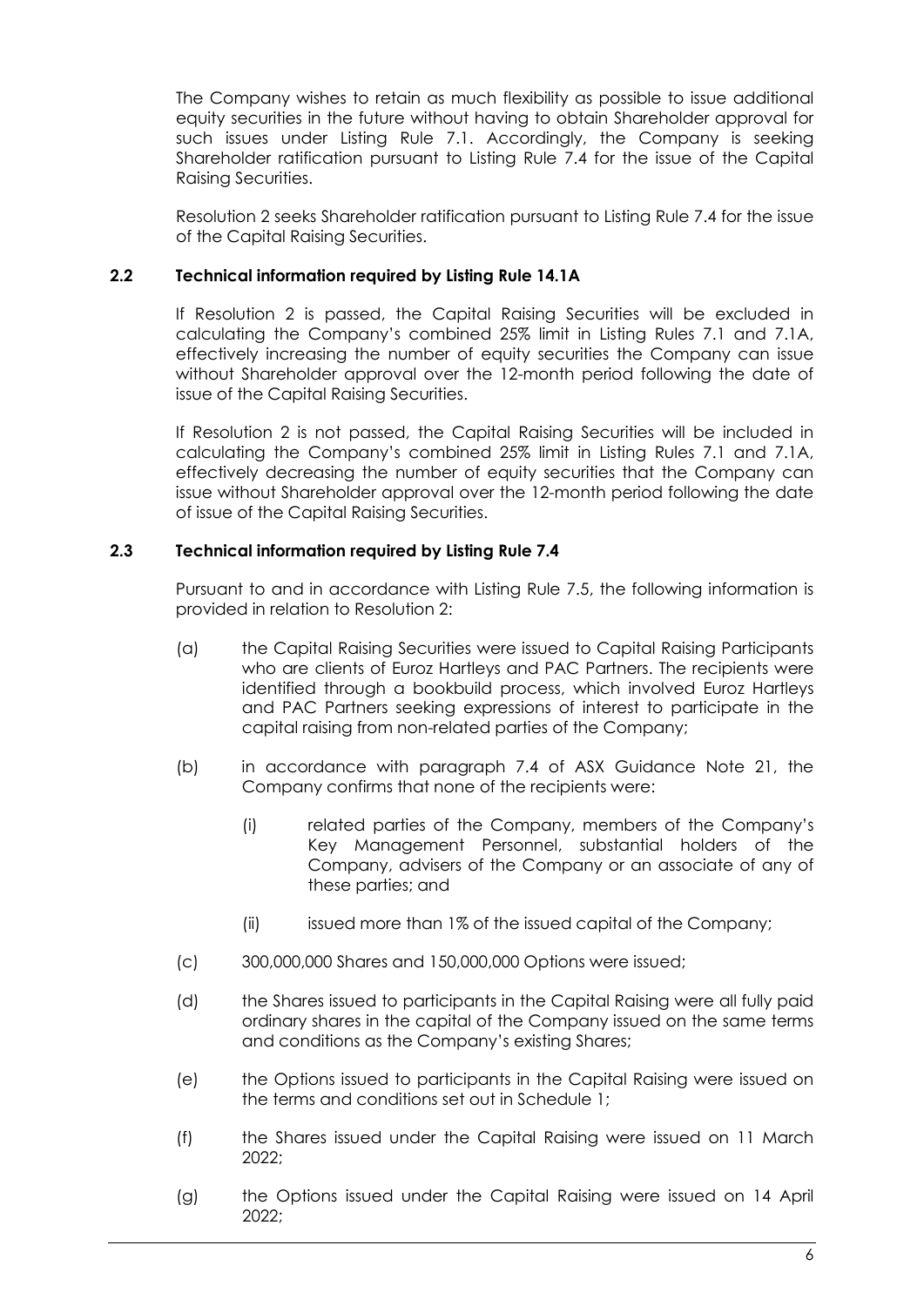The Company wishes to retain as much flexibility as possible to issue additional equity securities in the future without having to obtain Shareholder approval for such issues under Listing Rule 7.1. Accordingly, the Company is seeking Shareholder ratification pursuant to Listing Rule 7.4 for the issue of the Capital Raising Securities.

Resolution 2 seeks Shareholder ratification pursuant to Listing Rule 7.4 for the issue of the Capital Raising Securities.

### 2.2 Technical information required by Listing Rule 14.1A

If Resolution 2 is passed, the Capital Raising Securities will be excluded in calculating the Company's combined 25% limit in Listing Rules 7.1 and 7.1A, effectively increasing the number of equity securities the Company can issue without Shareholder approval over the 12-month period following the date of issue of the Capital Raising Securities.

If Resolution 2 is not passed, the Capital Raising Securities will be included in calculating the Company's combined 25% limit in Listing Rules 7.1 and 7.1A, effectively decreasing the number of equity securities that the Company can issue without Shareholder approval over the 12-month period following the date of issue of the Capital Raising Securities.

### 2.3 Technical information required by Listing Rule 7.4

Pursuant to and in accordance with Listing Rule 7.5, the following information is provided in relation to Resolution 2:

(a) the Capital Raising Securities were issued to Capital Raising Participants who are clients of Euroz Hartleys and PAC Partners. The recipients were identified through a bookbuild process, which involved Euroz Hartleys and PAC Partners seeking expressions of interest to participate in the capital raising from non-related parties of the Company;

(b) in accordance with paragraph 7.4 of ASX Guidance Note 21, the Company confirms that none of the recipients were:

(i) related parties of the Company, members of the Company's Key Management Personnel, substantial holders of the Company, advisers of the Company or an associate of any of these parties; and

(ii) issued more than 1% of the issued capital of the Company;

(c) 300,000,000 Shares and 150,000,000 Options were issued;

(d) the Shares issued to participants in the Capital Raising were all fully paid ordinary shares in the capital of the Company issued on the same terms and conditions as the Company's existing Shares;

(e) the Options issued to participants in the Capital Raising were issued on the terms and conditions set out in Schedule 1;

(f) the Shares issued under the Capital Raising were issued on 11 March 2022;

(g) the Options issued under the Capital Raising were issued on 14 April 2022;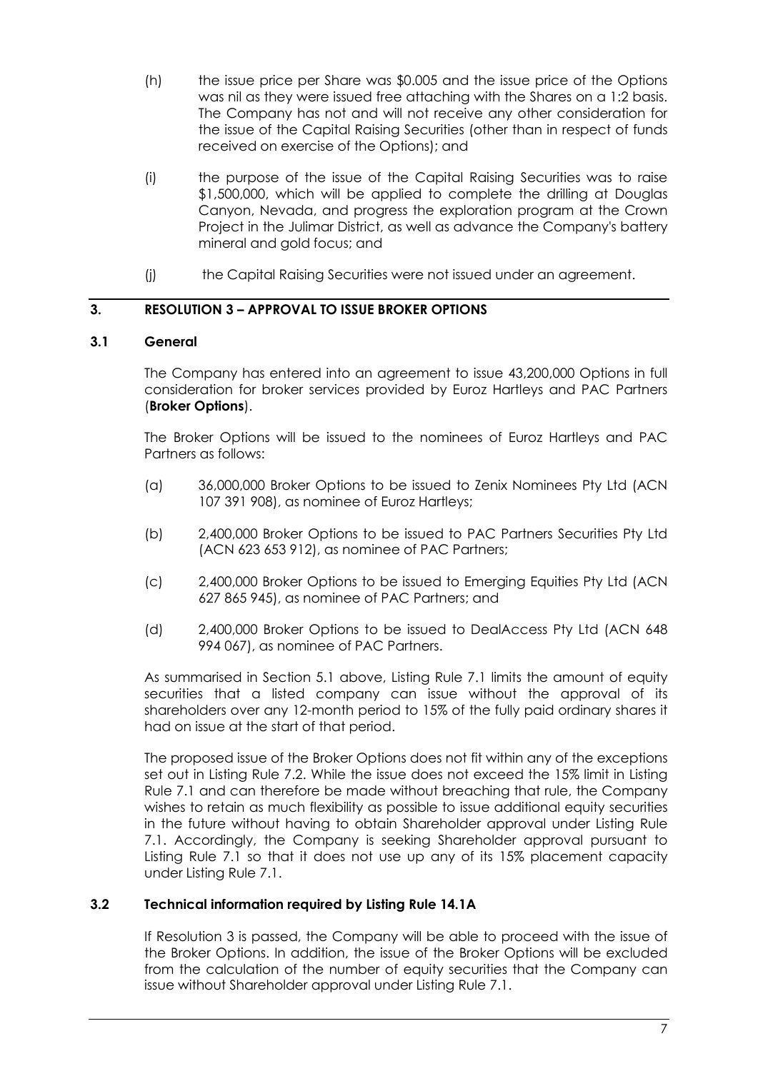(h) the issue price per Share was $0.005 and the issue price of the Options was nil as they were issued free attaching with the Shares on a 1:2 basis. The Company has not and will not receive any other consideration for the issue of the Capital Raising Securities (other than in respect of funds received on exercise of the Options); and

(i) the purpose of the issue of the Capital Raising Securities was to raise $1,500,000, which will be applied to complete the drilling at Douglas Canyon, Nevada, and progress the exploration program at the Crown Project in the Julimar District, as well as advance the Company's battery mineral and gold focus; and

(j) the Capital Raising Securities were not issued under an agreement.

## 3. RESOLUTION 3 – APPROVAL TO ISSUE BROKER OPTIONS

### 3.1 General

The Company has entered into an agreement to issue 43,200,000 Options in full consideration for broker services provided by Euroz Hartleys and PAC Partners (**Broker Options**).

The Broker Options will be issued to the nominees of Euroz Hartleys and PAC Partners as follows:

(a) 36,000,000 Broker Options to be issued to Zenix Nominees Pty Ltd (ACN 107 391 908), as nominee of Euroz Hartleys;

(b) 2,400,000 Broker Options to be issued to PAC Partners Securities Pty Ltd (ACN 623 653 912), as nominee of PAC Partners;

(c) 2,400,000 Broker Options to be issued to Emerging Equities Pty Ltd (ACN 627 865 945), as nominee of PAC Partners; and

(d) 2,400,000 Broker Options to be issued to DealAccess Pty Ltd (ACN 648 994 067), as nominee of PAC Partners.

As summarised in Section 5.1 above, Listing Rule 7.1 limits the amount of equity securities that a listed company can issue without the approval of its shareholders over any 12-month period to 15% of the fully paid ordinary shares it had on issue at the start of that period.

The proposed issue of the Broker Options does not fit within any of the exceptions set out in Listing Rule 7.2. While the issue does not exceed the 15% limit in Listing Rule 7.1 and can therefore be made without breaching that rule, the Company wishes to retain as much flexibility as possible to issue additional equity securities in the future without having to obtain Shareholder approval under Listing Rule 7.1. Accordingly, the Company is seeking Shareholder approval pursuant to Listing Rule 7.1 so that it does not use up any of its 15% placement capacity under Listing Rule 7.1.

### 3.2 Technical information required by Listing Rule 14.1A

If Resolution 3 is passed, the Company will be able to proceed with the issue of the Broker Options. In addition, the issue of the Broker Options will be excluded from the calculation of the number of equity securities that the Company can issue without Shareholder approval under Listing Rule 7.1.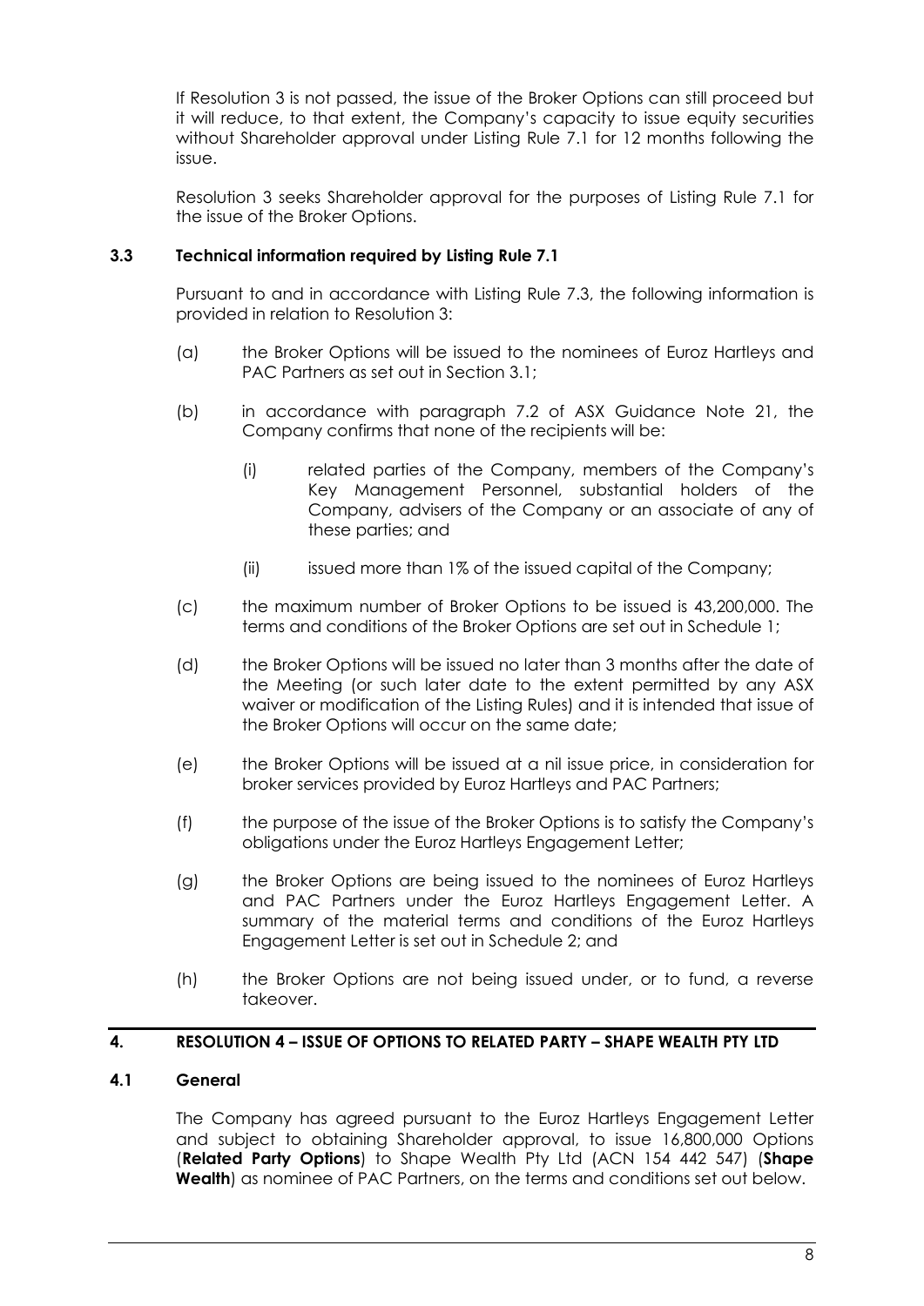If Resolution 3 is not passed, the issue of the Broker Options can still proceed but it will reduce, to that extent, the Company's capacity to issue equity securities without Shareholder approval under Listing Rule 7.1 for 12 months following the issue.

Resolution 3 seeks Shareholder approval for the purposes of Listing Rule 7.1 for the issue of the Broker Options.

### 3.3 Technical information required by Listing Rule 7.1

Pursuant to and in accordance with Listing Rule 7.3, the following information is provided in relation to Resolution 3:

(a) the Broker Options will be issued to the nominees of Euroz Hartleys and PAC Partners as set out in Section 3.1;

(b) in accordance with paragraph 7.2 of ASX Guidance Note 21, the Company confirms that none of the recipients will be:

   (i) related parties of the Company, members of the Company's Key Management Personnel, substantial holders of the Company, advisers of the Company or an associate of any of these parties; and

   (ii) issued more than 1% of the issued capital of the Company;

(c) the maximum number of Broker Options to be issued is 43,200,000. The terms and conditions of the Broker Options are set out in Schedule 1;

(d) the Broker Options will be issued no later than 3 months after the date of the Meeting (or such later date to the extent permitted by any ASX waiver or modification of the Listing Rules) and it is intended that issue of the Broker Options will occur on the same date;

(e) the Broker Options will be issued at a nil issue price, in consideration for broker services provided by Euroz Hartleys and PAC Partners;

(f) the purpose of the issue of the Broker Options is to satisfy the Company's obligations under the Euroz Hartleys Engagement Letter;

(g) the Broker Options are being issued to the nominees of Euroz Hartleys and PAC Partners under the Euroz Hartleys Engagement Letter. A summary of the material terms and conditions of the Euroz Hartleys Engagement Letter is set out in Schedule 2; and

(h) the Broker Options are not being issued under, or to fund, a reverse takeover.

## 4. RESOLUTION 4 – ISSUE OF OPTIONS TO RELATED PARTY – SHAPE WEALTH PTY LTD

### 4.1 General

The Company has agreed pursuant to the Euroz Hartleys Engagement Letter and subject to obtaining Shareholder approval, to issue 16,800,000 Options (**Related Party Options**) to Shape Wealth Pty Ltd (ACN 154 442 547) (**Shape Wealth**) as nominee of PAC Partners, on the terms and conditions set out below.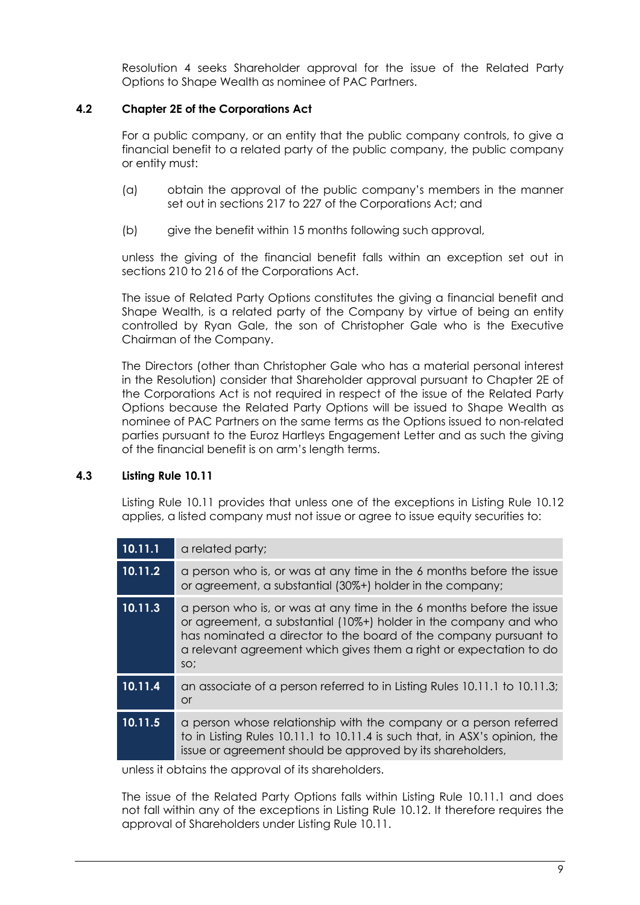Resolution 4 seeks Shareholder approval for the issue of the Related Party Options to Shape Wealth as nominee of PAC Partners.

### 4.2 Chapter 2E of the Corporations Act

For a public company, or an entity that the public company controls, to give a financial benefit to a related party of the public company, the public company or entity must:

(a) obtain the approval of the public company's members in the manner set out in sections 217 to 227 of the Corporations Act; and

(b) give the benefit within 15 months following such approval,

unless the giving of the financial benefit falls within an exception set out in sections 210 to 216 of the Corporations Act.

The issue of Related Party Options constitutes the giving a financial benefit and Shape Wealth, is a related party of the Company by virtue of being an entity controlled by Ryan Gale, the son of Christopher Gale who is the Executive Chairman of the Company.

The Directors (other than Christopher Gale who has a material personal interest in the Resolution) consider that Shareholder approval pursuant to Chapter 2E of the Corporations Act is not required in respect of the issue of the Related Party Options because the Related Party Options will be issued to Shape Wealth as nominee of PAC Partners on the same terms as the Options issued to non-related parties pursuant to the Euroz Hartleys Engagement Letter and as such the giving of the financial benefit is on arm's length terms.

### 4.3 Listing Rule 10.11

Listing Rule 10.11 provides that unless one of the exceptions in Listing Rule 10.12 applies, a listed company must not issue or agree to issue equity securities to:

| | |
|---|---|
| **10.11.1** | a related party; |
| **10.11.2** | a person who is, or was at any time in the 6 months before the issue or agreement, a substantial (30%+) holder in the company; |
| **10.11.3** | a person who is, or was at any time in the 6 months before the issue or agreement, a substantial (10%+) holder in the company and who has nominated a director to the board of the company pursuant to a relevant agreement which gives them a right or expectation to do so; |
| **10.11.4** | an associate of a person referred to in Listing Rules 10.11.1 to 10.11.3; or |
| **10.11.5** | a person whose relationship with the company or a person referred to in Listing Rules 10.11.1 to 10.11.4 is such that, in ASX's opinion, the issue or agreement should be approved by its shareholders, |

unless it obtains the approval of its shareholders.

The issue of the Related Party Options falls within Listing Rule 10.11.1 and does not fall within any of the exceptions in Listing Rule 10.12. It therefore requires the approval of Shareholders under Listing Rule 10.11.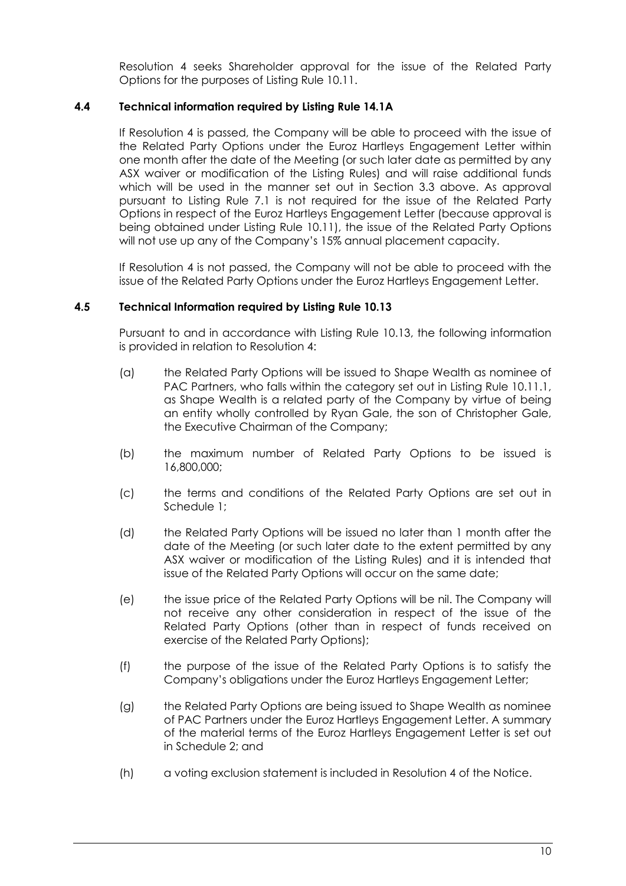Resolution 4 seeks Shareholder approval for the issue of the Related Party Options for the purposes of Listing Rule 10.11.

### 4.4 Technical information required by Listing Rule 14.1A

If Resolution 4 is passed, the Company will be able to proceed with the issue of the Related Party Options under the Euroz Hartleys Engagement Letter within one month after the date of the Meeting (or such later date as permitted by any ASX waiver or modification of the Listing Rules) and will raise additional funds which will be used in the manner set out in Section 3.3 above. As approval pursuant to Listing Rule 7.1 is not required for the issue of the Related Party Options in respect of the Euroz Hartleys Engagement Letter (because approval is being obtained under Listing Rule 10.11), the issue of the Related Party Options will not use up any of the Company's 15% annual placement capacity.

If Resolution 4 is not passed, the Company will not be able to proceed with the issue of the Related Party Options under the Euroz Hartleys Engagement Letter.

### 4.5 Technical Information required by Listing Rule 10.13

Pursuant to and in accordance with Listing Rule 10.13, the following information is provided in relation to Resolution 4:

(a) the Related Party Options will be issued to Shape Wealth as nominee of PAC Partners, who falls within the category set out in Listing Rule 10.11.1, as Shape Wealth is a related party of the Company by virtue of being an entity wholly controlled by Ryan Gale, the son of Christopher Gale, the Executive Chairman of the Company;

(b) the maximum number of Related Party Options to be issued is 16,800,000;

(c) the terms and conditions of the Related Party Options are set out in Schedule 1;

(d) the Related Party Options will be issued no later than 1 month after the date of the Meeting (or such later date to the extent permitted by any ASX waiver or modification of the Listing Rules) and it is intended that issue of the Related Party Options will occur on the same date;

(e) the issue price of the Related Party Options will be nil. The Company will not receive any other consideration in respect of the issue of the Related Party Options (other than in respect of funds received on exercise of the Related Party Options);

(f) the purpose of the issue of the Related Party Options is to satisfy the Company's obligations under the Euroz Hartleys Engagement Letter;

(g) the Related Party Options are being issued to Shape Wealth as nominee of PAC Partners under the Euroz Hartleys Engagement Letter. A summary of the material terms of the Euroz Hartleys Engagement Letter is set out in Schedule 2; and

(h) a voting exclusion statement is included in Resolution 4 of the Notice.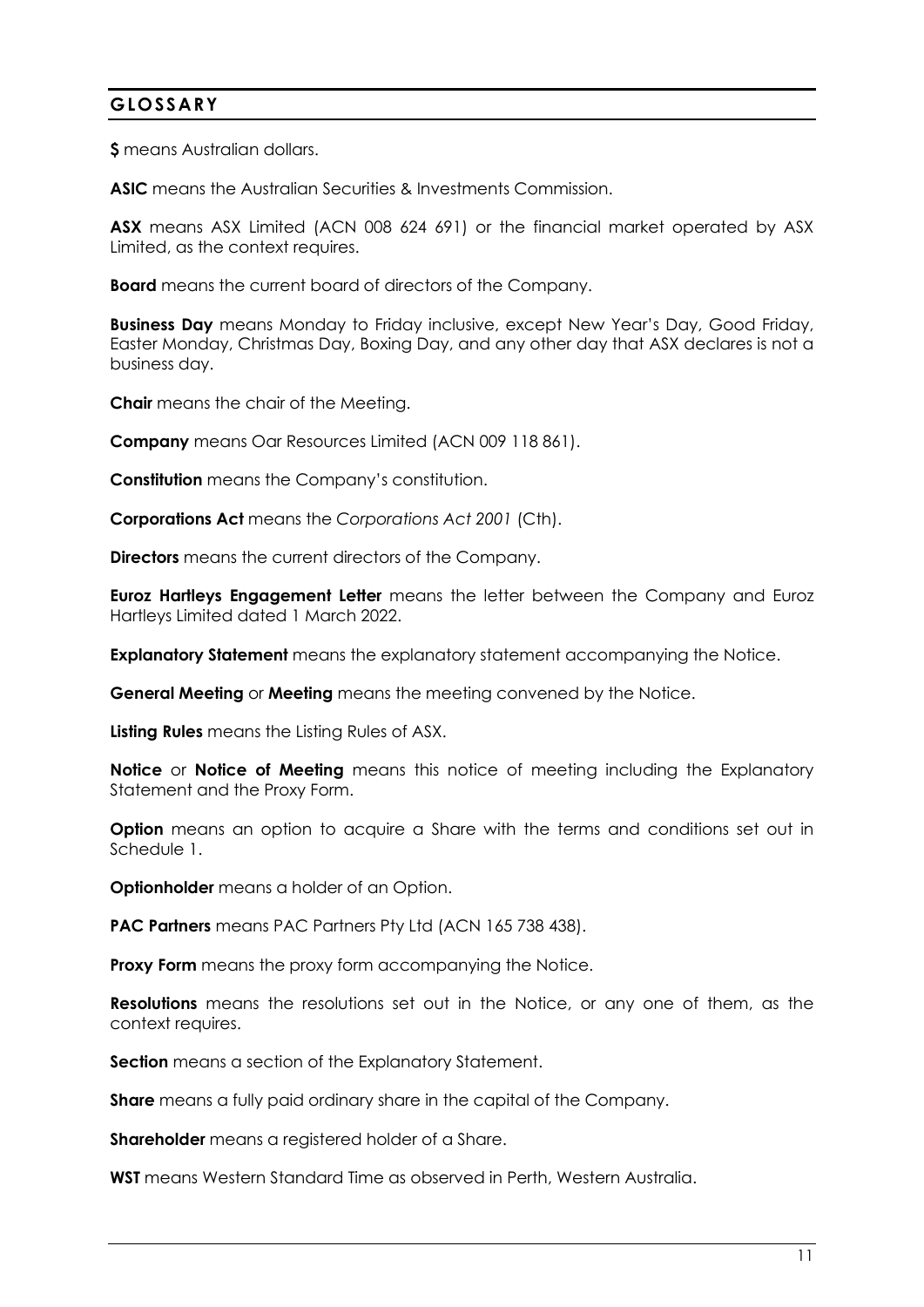## GLOSSARY

**$** means Australian dollars.

**ASIC** means the Australian Securities & Investments Commission.

**ASX** means ASX Limited (ACN 008 624 691) or the financial market operated by ASX Limited, as the context requires.

**Board** means the current board of directors of the Company.

**Business Day** means Monday to Friday inclusive, except New Year's Day, Good Friday, Easter Monday, Christmas Day, Boxing Day, and any other day that ASX declares is not a business day.

**Chair** means the chair of the Meeting.

**Company** means Oar Resources Limited (ACN 009 118 861).

**Constitution** means the Company's constitution.

**Corporations Act** means the *Corporations Act 2001* (Cth).

**Directors** means the current directors of the Company.

**Euroz Hartleys Engagement Letter** means the letter between the Company and Euroz Hartleys Limited dated 1 March 2022.

**Explanatory Statement** means the explanatory statement accompanying the Notice.

**General Meeting** or **Meeting** means the meeting convened by the Notice.

**Listing Rules** means the Listing Rules of ASX.

**Notice** or **Notice of Meeting** means this notice of meeting including the Explanatory Statement and the Proxy Form.

**Option** means an option to acquire a Share with the terms and conditions set out in Schedule 1.

**Optionholder** means a holder of an Option.

**PAC Partners** means PAC Partners Pty Ltd (ACN 165 738 438).

**Proxy Form** means the proxy form accompanying the Notice.

**Resolutions** means the resolutions set out in the Notice, or any one of them, as the context requires.

**Section** means a section of the Explanatory Statement.

**Share** means a fully paid ordinary share in the capital of the Company.

**Shareholder** means a registered holder of a Share.

**WST** means Western Standard Time as observed in Perth, Western Australia.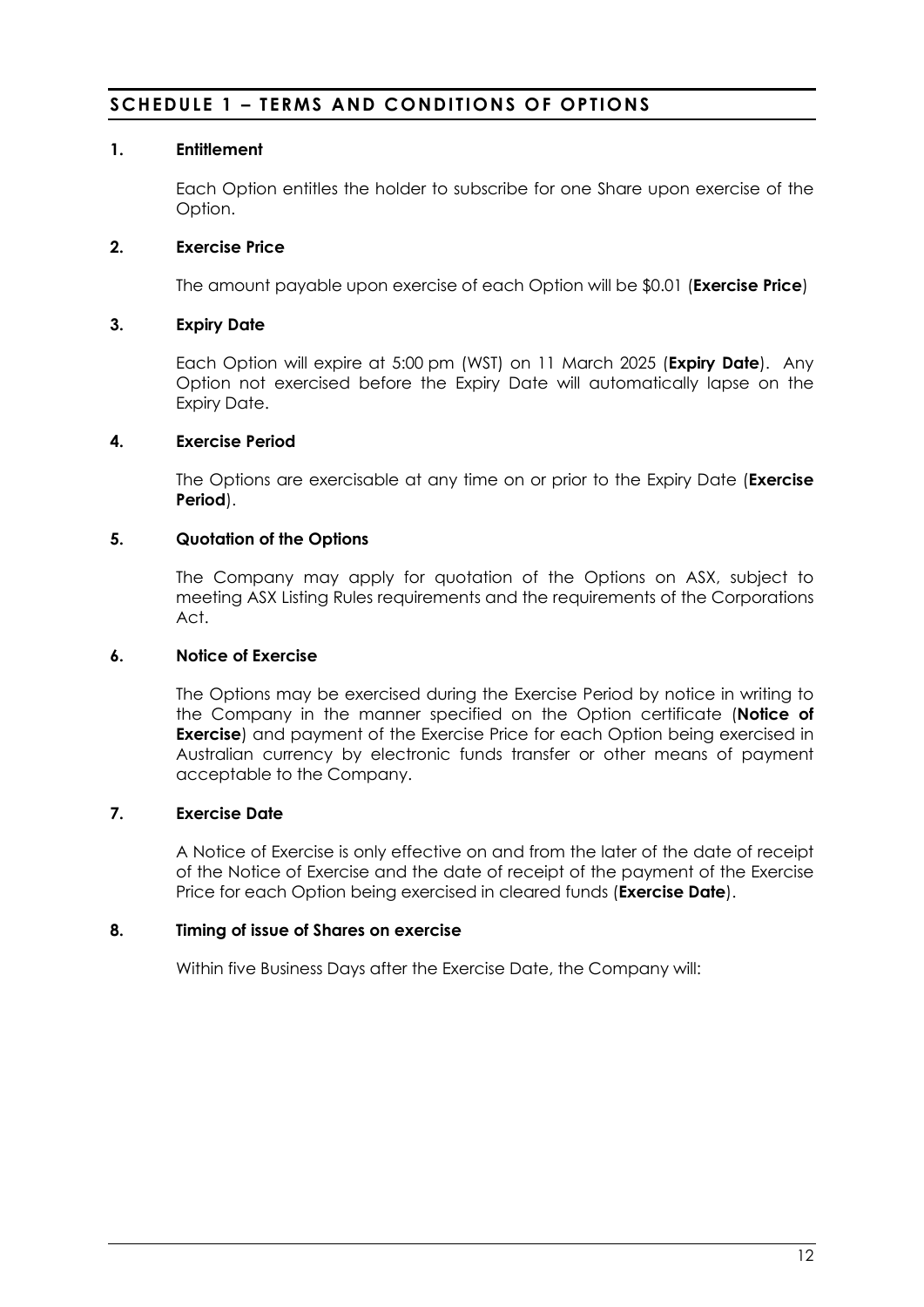# SCHEDULE 1 – TERMS AND CONDITIONS OF OPTIONS

## 1. Entitlement

Each Option entitles the holder to subscribe for one Share upon exercise of the Option.

## 2. Exercise Price

The amount payable upon exercise of each Option will be $0.01 (**Exercise Price**)

## 3. Expiry Date

Each Option will expire at 5:00 pm (WST) on 11 March 2025 (**Expiry Date**). Any Option not exercised before the Expiry Date will automatically lapse on the Expiry Date.

## 4. Exercise Period

The Options are exercisable at any time on or prior to the Expiry Date (**Exercise Period**).

## 5. Quotation of the Options

The Company may apply for quotation of the Options on ASX, subject to meeting ASX Listing Rules requirements and the requirements of the Corporations Act.

## 6. Notice of Exercise

The Options may be exercised during the Exercise Period by notice in writing to the Company in the manner specified on the Option certificate (**Notice of Exercise**) and payment of the Exercise Price for each Option being exercised in Australian currency by electronic funds transfer or other means of payment acceptable to the Company.

## 7. Exercise Date

A Notice of Exercise is only effective on and from the later of the date of receipt of the Notice of Exercise and the date of receipt of the payment of the Exercise Price for each Option being exercised in cleared funds (**Exercise Date**).

## 8. Timing of issue of Shares on exercise

Within five Business Days after the Exercise Date, the Company will: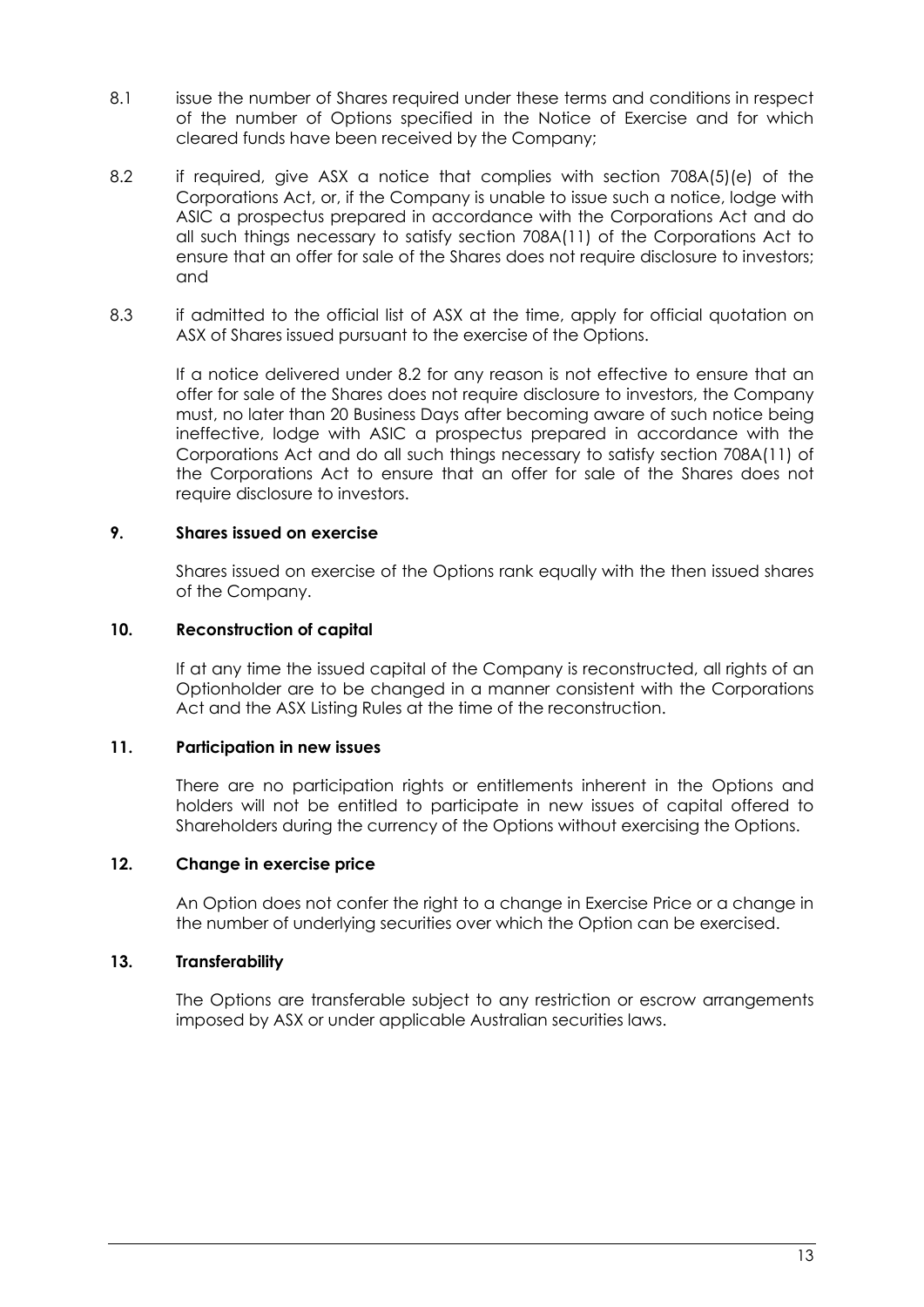8.1 issue the number of Shares required under these terms and conditions in respect of the number of Options specified in the Notice of Exercise and for which cleared funds have been received by the Company;

8.2 if required, give ASX a notice that complies with section 708A(5)(e) of the Corporations Act, or, if the Company is unable to issue such a notice, lodge with ASIC a prospectus prepared in accordance with the Corporations Act and do all such things necessary to satisfy section 708A(11) of the Corporations Act to ensure that an offer for sale of the Shares does not require disclosure to investors; and

8.3 if admitted to the official list of ASX at the time, apply for official quotation on ASX of Shares issued pursuant to the exercise of the Options.

If a notice delivered under 8.2 for any reason is not effective to ensure that an offer for sale of the Shares does not require disclosure to investors, the Company must, no later than 20 Business Days after becoming aware of such notice being ineffective, lodge with ASIC a prospectus prepared in accordance with the Corporations Act and do all such things necessary to satisfy section 708A(11) of the Corporations Act to ensure that an offer for sale of the Shares does not require disclosure to investors.

**9. Shares issued on exercise**

Shares issued on exercise of the Options rank equally with the then issued shares of the Company.

**10. Reconstruction of capital**

If at any time the issued capital of the Company is reconstructed, all rights of an Optionholder are to be changed in a manner consistent with the Corporations Act and the ASX Listing Rules at the time of the reconstruction.

**11. Participation in new issues**

There are no participation rights or entitlements inherent in the Options and holders will not be entitled to participate in new issues of capital offered to Shareholders during the currency of the Options without exercising the Options.

**12. Change in exercise price**

An Option does not confer the right to a change in Exercise Price or a change in the number of underlying securities over which the Option can be exercised.

**13. Transferability**

The Options are transferable subject to any restriction or escrow arrangements imposed by ASX or under applicable Australian securities laws.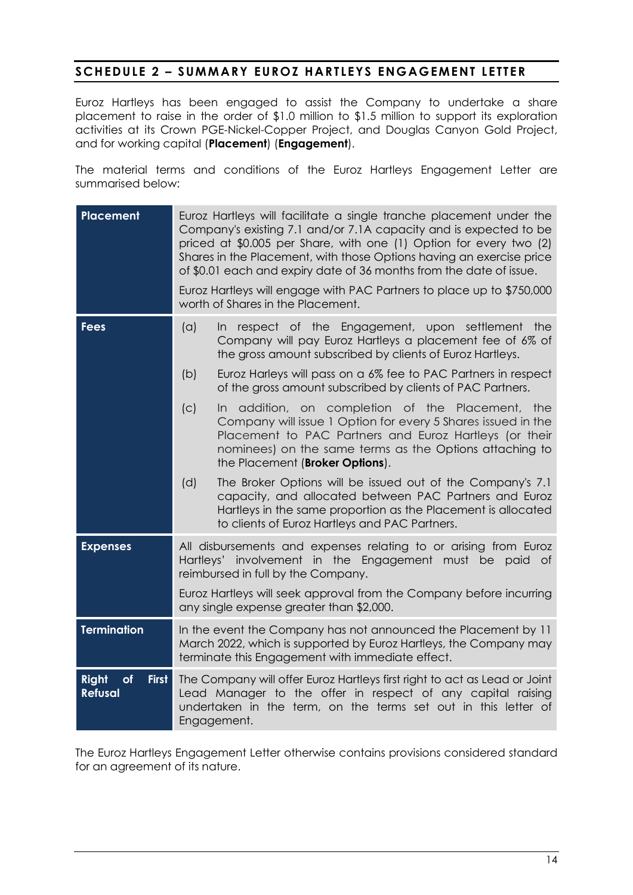## SCHEDULE 2 – SUMMARY EUROZ HARTLEYS ENGAGEMENT LETTER

Euroz Hartleys has been engaged to assist the Company to undertake a share placement to raise in the order of $1.0 million to $1.5 million to support its exploration activities at its Crown PGE-Nickel-Copper Project, and Douglas Canyon Gold Project, and for working capital (**Placement**) (**Engagement**).

The material terms and conditions of the Euroz Hartleys Engagement Letter are summarised below:

| | |
|---|---|
| **Placement** | Euroz Hartleys will facilitate a single tranche placement under the Company's existing 7.1 and/or 7.1A capacity and is expected to be priced at $0.005 per Share, with one (1) Option for every two (2) Shares in the Placement, with those Options having an exercise price of $0.01 each and expiry date of 36 months from the date of issue.<br><br>Euroz Hartleys will engage with PAC Partners to place up to $750,000 worth of Shares in the Placement. |
| **Fees** | (a) In respect of the Engagement, upon settlement the Company will pay Euroz Hartleys a placement fee of 6% of the gross amount subscribed by clients of Euroz Hartleys.<br><br>(b) Euroz Harleys will pass on a 6% fee to PAC Partners in respect of the gross amount subscribed by clients of PAC Partners.<br><br>(c) In addition, on completion of the Placement, the Company will issue 1 Option for every 5 Shares issued in the Placement to PAC Partners and Euroz Hartleys (or their nominees) on the same terms as the Options attaching to the Placement (**Broker Options**).<br><br>(d) The Broker Options will be issued out of the Company's 7.1 capacity, and allocated between PAC Partners and Euroz Hartleys in the same proportion as the Placement is allocated to clients of Euroz Hartleys and PAC Partners. |
| **Expenses** | All disbursements and expenses relating to or arising from Euroz Hartleys' involvement in the Engagement must be paid of reimbursed in full by the Company.<br><br>Euroz Hartleys will seek approval from the Company before incurring any single expense greater than $2,000. |
| **Termination** | In the event the Company has not announced the Placement by 11 March 2022, which is supported by Euroz Hartleys, the Company may terminate this Engagement with immediate effect. |
| **Right of First Refusal** | The Company will offer Euroz Hartleys first right to act as Lead or Joint Lead Manager to the offer in respect of any capital raising undertaken in the term, on the terms set out in this letter of Engagement. |

The Euroz Hartleys Engagement Letter otherwise contains provisions considered standard for an agreement of its nature.